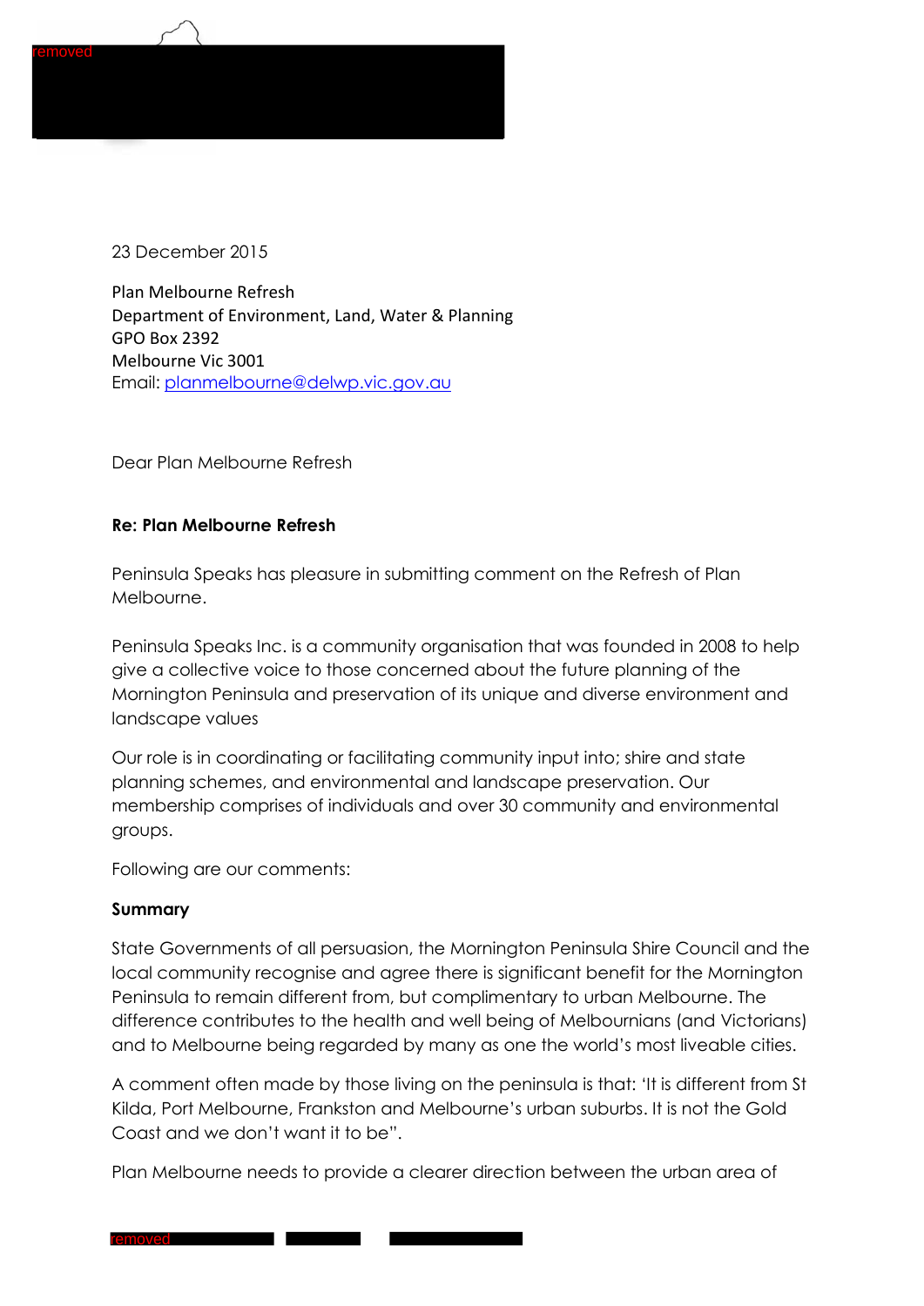23 December 2015

Plan Melbourne Refresh
Department of Environment, Land, Water & Planning
GPO Box 2392
Melbourne Vic 3001
Email: planmelbourne@delwp.vic.gov.au

Dear Plan Melbourne Refresh

**Re: Plan Melbourne Refresh**

Peninsula Speaks has pleasure in submitting comment on the Refresh of Plan Melbourne.

Peninsula Speaks Inc. is a community organisation that was founded in 2008 to help give a collective voice to those concerned about the future planning of the Mornington Peninsula and preservation of its unique and diverse environment and landscape values

Our role is in coordinating or facilitating community input into; shire and state planning schemes, and environmental and landscape preservation. Our membership comprises of individuals and over 30 community and environmental groups.

Following are our comments:

**Summary**

State Governments of all persuasion, the Mornington Peninsula Shire Council and the local community recognise and agree there is significant benefit for the Mornington Peninsula to remain different from, but complimentary to urban Melbourne. The difference contributes to the health and well being of Melbournians (and Victorians) and to Melbourne being regarded by many as one the world's most liveable cities.

A comment often made by those living on the peninsula is that: 'It is different from St Kilda, Port Melbourne, Frankston and Melbourne's urban suburbs. It is not the Gold Coast and we don't want it to be".

Plan Melbourne needs to provide a clearer direction between the urban area of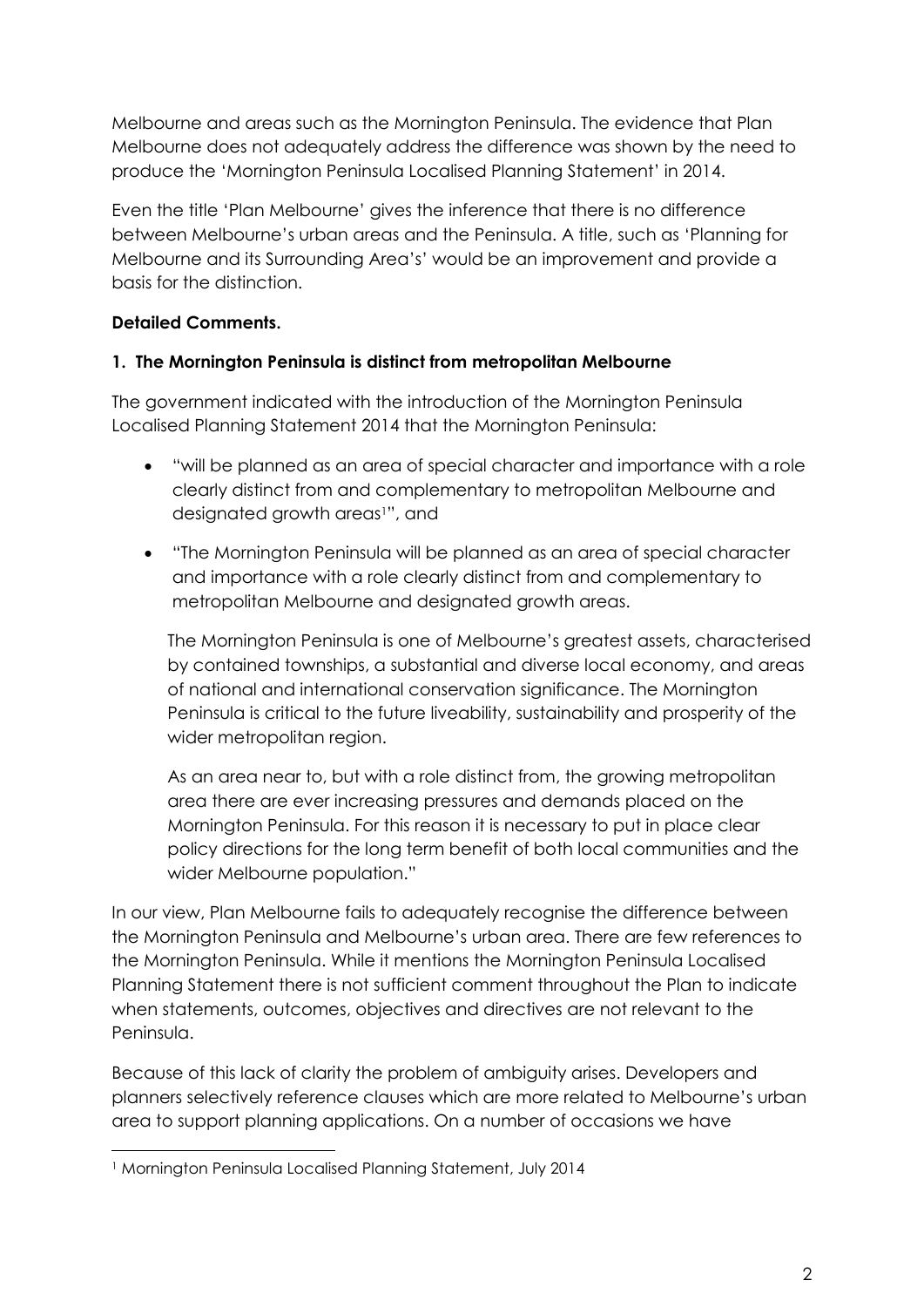Melbourne and areas such as the Mornington Peninsula. The evidence that Plan Melbourne does not adequately address the difference was shown by the need to produce the 'Mornington Peninsula Localised Planning Statement' in 2014.

Even the title 'Plan Melbourne' gives the inference that there is no difference between Melbourne's urban areas and the Peninsula. A title, such as 'Planning for Melbourne and its Surrounding Area's' would be an improvement and provide a basis for the distinction.

**Detailed Comments.**

**1. The Mornington Peninsula is distinct from metropolitan Melbourne**

The government indicated with the introduction of the Mornington Peninsula Localised Planning Statement 2014 that the Mornington Peninsula:

- "will be planned as an area of special character and importance with a role clearly distinct from and complementary to metropolitan Melbourne and designated growth areas[1]", and
- "The Mornington Peninsula will be planned as an area of special character and importance with a role clearly distinct from and complementary to metropolitan Melbourne and designated growth areas.

  The Mornington Peninsula is one of Melbourne's greatest assets, characterised by contained townships, a substantial and diverse local economy, and areas of national and international conservation significance. The Mornington Peninsula is critical to the future liveability, sustainability and prosperity of the wider metropolitan region.

  As an area near to, but with a role distinct from, the growing metropolitan area there are ever increasing pressures and demands placed on the Mornington Peninsula. For this reason it is necessary to put in place clear policy directions for the long term benefit of both local communities and the wider Melbourne population."

In our view, Plan Melbourne fails to adequately recognise the difference between the Mornington Peninsula and Melbourne's urban area. There are few references to the Mornington Peninsula. While it mentions the Mornington Peninsula Localised Planning Statement there is not sufficient comment throughout the Plan to indicate when statements, outcomes, objectives and directives are not relevant to the Peninsula.

Because of this lack of clarity the problem of ambiguity arises. Developers and planners selectively reference clauses which are more related to Melbourne's urban area to support planning applications. On a number of occasions we have

[1] Mornington Peninsula Localised Planning Statement, July 2014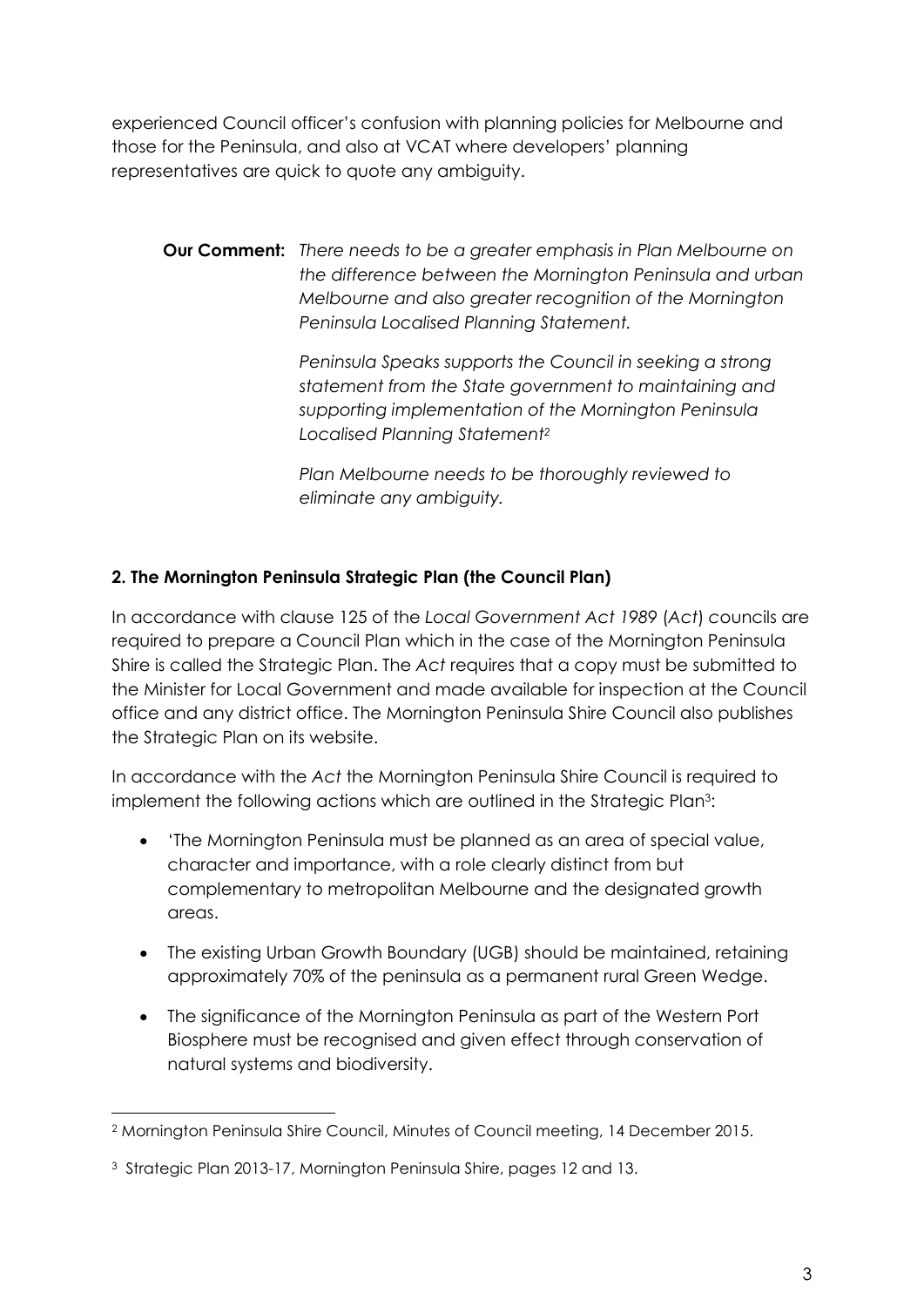experienced Council officer's confusion with planning policies for Melbourne and those for the Peninsula, and also at VCAT where developers' planning representatives are quick to quote any ambiguity.

**Our Comment:** *There needs to be a greater emphasis in Plan Melbourne on the difference between the Mornington Peninsula and urban Melbourne and also greater recognition of the Mornington Peninsula Localised Planning Statement.*

*Peninsula Speaks supports the Council in seeking a strong statement from the State government to maintaining and supporting implementation of the Mornington Peninsula Localised Planning Statement*[2]

*Plan Melbourne needs to be thoroughly reviewed to eliminate any ambiguity.*

**2. The Mornington Peninsula Strategic Plan (the Council Plan)**

In accordance with clause 125 of the *Local Government Act 1989* (*Act*) councils are required to prepare a Council Plan which in the case of the Mornington Peninsula Shire is called the Strategic Plan. The *Act* requires that a copy must be submitted to the Minister for Local Government and made available for inspection at the Council office and any district office. The Mornington Peninsula Shire Council also publishes the Strategic Plan on its website.

In accordance with the *Act* the Mornington Peninsula Shire Council is required to implement the following actions which are outlined in the Strategic Plan[3]:

- 'The Mornington Peninsula must be planned as an area of special value, character and importance, with a role clearly distinct from but complementary to metropolitan Melbourne and the designated growth areas.
- The existing Urban Growth Boundary (UGB) should be maintained, retaining approximately 70% of the peninsula as a permanent rural Green Wedge.
- The significance of the Mornington Peninsula as part of the Western Port Biosphere must be recognised and given effect through conservation of natural systems and biodiversity.

---

[2] Mornington Peninsula Shire Council, Minutes of Council meeting, 14 December 2015.

[3] Strategic Plan 2013-17, Mornington Peninsula Shire, pages 12 and 13.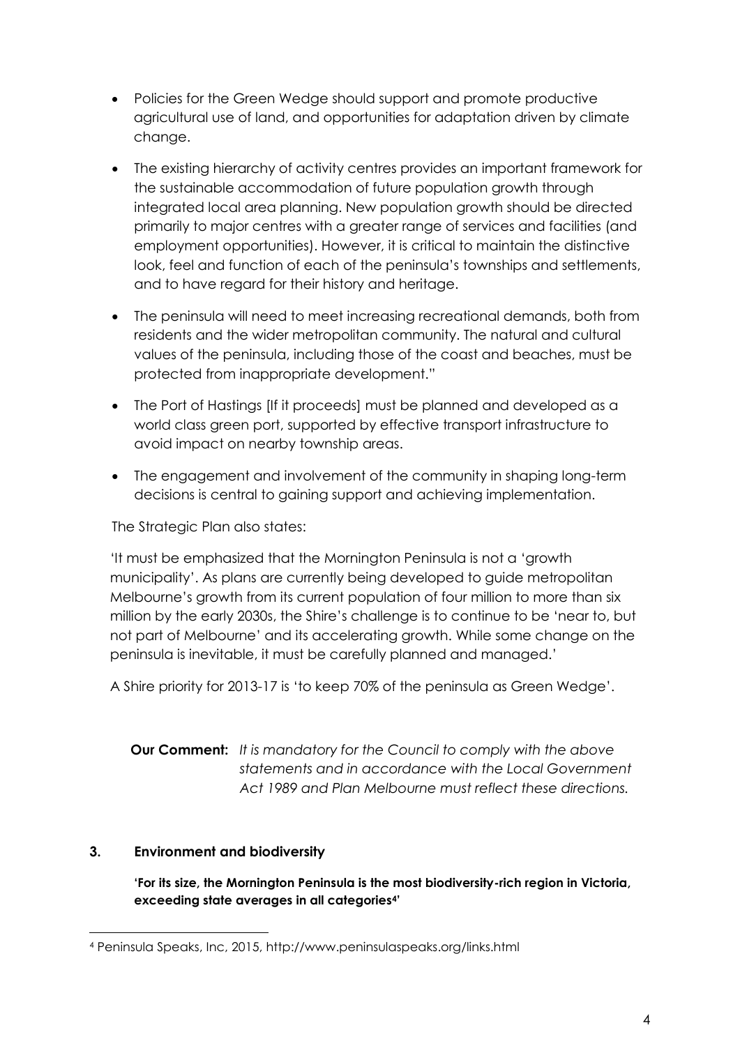- Policies for the Green Wedge should support and promote productive agricultural use of land, and opportunities for adaptation driven by climate change.
- The existing hierarchy of activity centres provides an important framework for the sustainable accommodation of future population growth through integrated local area planning. New population growth should be directed primarily to major centres with a greater range of services and facilities (and employment opportunities). However, it is critical to maintain the distinctive look, feel and function of each of the peninsula's townships and settlements, and to have regard for their history and heritage.
- The peninsula will need to meet increasing recreational demands, both from residents and the wider metropolitan community. The natural and cultural values of the peninsula, including those of the coast and beaches, must be protected from inappropriate development."
- The Port of Hastings [If it proceeds] must be planned and developed as a world class green port, supported by effective transport infrastructure to avoid impact on nearby township areas.
- The engagement and involvement of the community in shaping long-term decisions is central to gaining support and achieving implementation.

The Strategic Plan also states:

'It must be emphasized that the Mornington Peninsula is not a 'growth municipality'. As plans are currently being developed to guide metropolitan Melbourne's growth from its current population of four million to more than six million by the early 2030s, the Shire's challenge is to continue to be 'near to, but not part of Melbourne' and its accelerating growth. While some change on the peninsula is inevitable, it must be carefully planned and managed.'

A Shire priority for 2013-17 is 'to keep 70% of the peninsula as Green Wedge'.

**Our Comment:** *It is mandatory for the Council to comply with the above statements and in accordance with the Local Government Act 1989 and Plan Melbourne must reflect these directions.*

### 3. Environment and biodiversity

**'For its size, the Mornington Peninsula is the most biodiversity-rich region in Victoria, exceeding state averages in all categories[4]'**

[4] Peninsula Speaks, Inc, 2015, http://www.peninsulaspeaks.org/links.html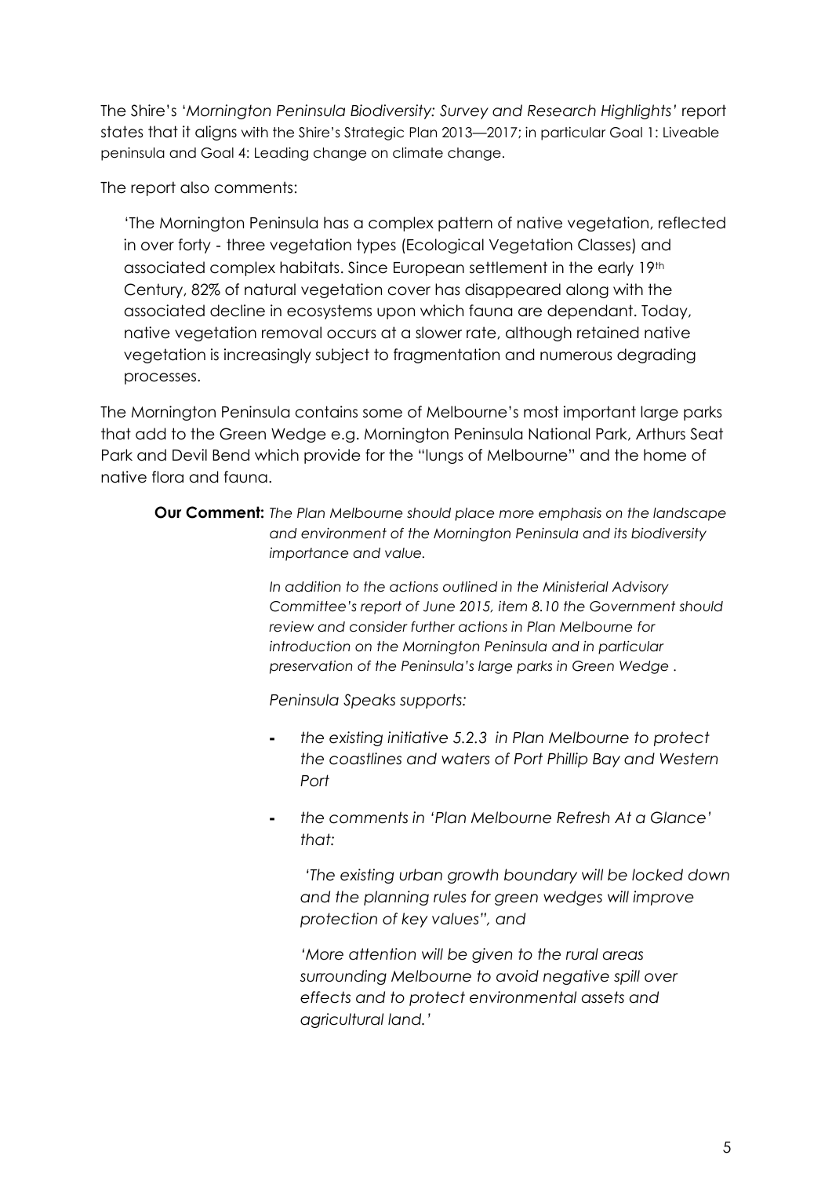The Shire's '*Mornington Peninsula Biodiversity: Survey and Research Highlights'* report states that it aligns with the Shire's Strategic Plan 2013—2017; in particular Goal 1: Liveable peninsula and Goal 4: Leading change on climate change.

The report also comments:

> 'The Mornington Peninsula has a complex pattern of native vegetation, reflected in over forty - three vegetation types (Ecological Vegetation Classes) and associated complex habitats. Since European settlement in the early 19th Century, 82% of natural vegetation cover has disappeared along with the associated decline in ecosystems upon which fauna are dependant. Today, native vegetation removal occurs at a slower rate, although retained native vegetation is increasingly subject to fragmentation and numerous degrading processes.

The Mornington Peninsula contains some of Melbourne's most important large parks that add to the Green Wedge e.g. Mornington Peninsula National Park, Arthurs Seat Park and Devil Bend which provide for the "lungs of Melbourne" and the home of native flora and fauna.

**Our Comment:** *The Plan Melbourne should place more emphasis on the landscape and environment of the Mornington Peninsula and its biodiversity importance and value.*

*In addition to the actions outlined in the Ministerial Advisory Committee's report of June 2015, item 8.10 the Government should review and consider further actions in Plan Melbourne for introduction on the Mornington Peninsula and in particular preservation of the Peninsula's large parks in Green Wedge .*

*Peninsula Speaks supports:*

- *the existing initiative 5.2.3 in Plan Melbourne to protect the coastlines and waters of Port Phillip Bay and Western Port*
- *the comments in 'Plan Melbourne Refresh At a Glance' that:*

  *'The existing urban growth boundary will be locked down and the planning rules for green wedges will improve protection of key values", and*

  *'More attention will be given to the rural areas surrounding Melbourne to avoid negative spill over effects and to protect environmental assets and agricultural land.'*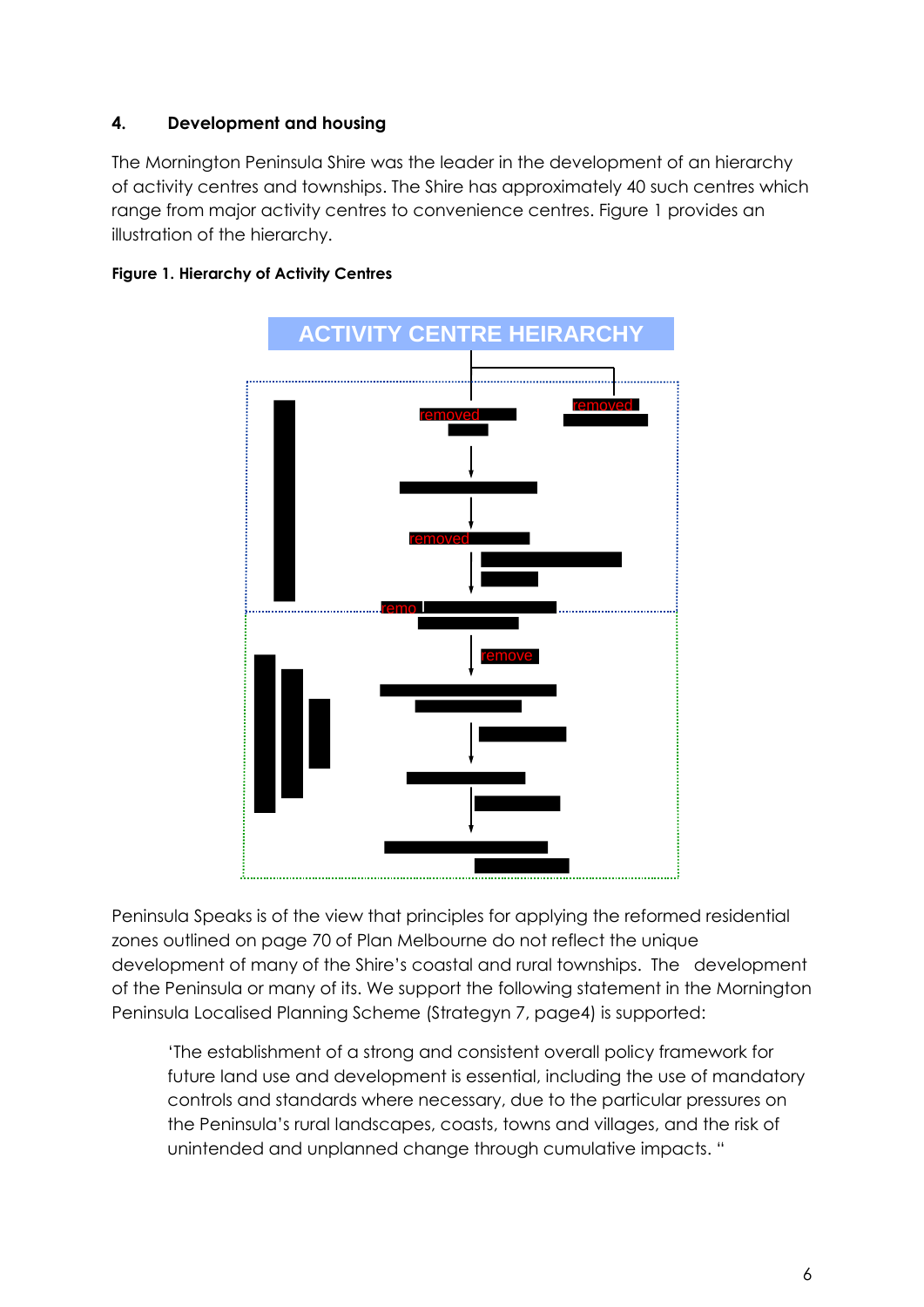## 4. Development and housing

The Mornington Peninsula Shire was the leader in the development of an hierarchy of activity centres and townships. The Shire has approximately 40 such centres which range from major activity centres to convenience centres. Figure 1 provides an illustration of the hierarchy.

**Figure 1. Hierarchy of Activity Centres**

ACTIVITY CENTRE HEIRARCHY

removed

removed

removed

remo

remove

Peninsula Speaks is of the view that principles for applying the reformed residential zones outlined on page 70 of Plan Melbourne do not reflect the unique development of many of the Shire's coastal and rural townships. The development of the Peninsula or many of its. We support the following statement in the Mornington Peninsula Localised Planning Scheme (Strategyn 7, page4) is supported:

> 'The establishment of a strong and consistent overall policy framework for future land use and development is essential, including the use of mandatory controls and standards where necessary, due to the particular pressures on the Peninsula's rural landscapes, coasts, towns and villages, and the risk of unintended and unplanned change through cumulative impacts. "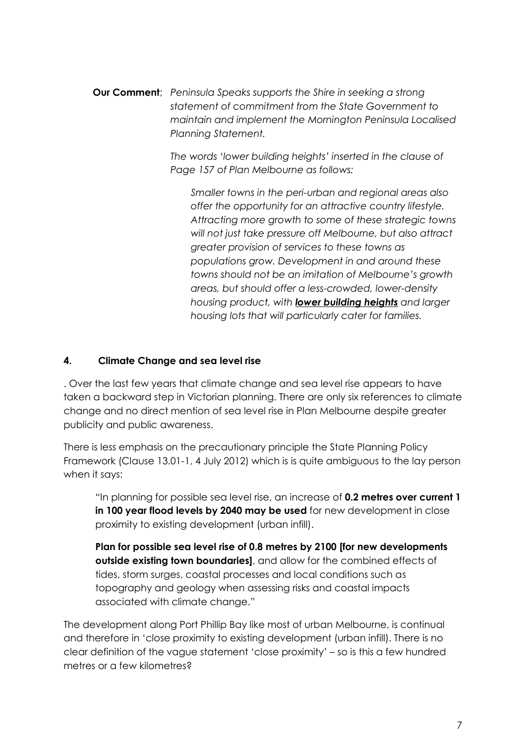**Our Comment**; *Peninsula Speaks supports the Shire in seeking a strong statement of commitment from the State Government to maintain and implement the Mornington Peninsula Localised Planning Statement.*

*The words 'lower building heights' inserted in the clause of Page 157 of Plan Melbourne as follows:*

> *Smaller towns in the peri-urban and regional areas also offer the opportunity for an attractive country lifestyle. Attracting more growth to some of these strategic towns will not just take pressure off Melbourne, but also attract greater provision of services to these towns as populations grow. Development in and around these towns should not be an imitation of Melbourne's growth areas, but should offer a less-crowded, lower-density housing product, with **<u>lower building heights</u>** and larger housing lots that will particularly cater for families.*

## 4. Climate Change and sea level rise

. Over the last few years that climate change and sea level rise appears to have taken a backward step in Victorian planning. There are only six references to climate change and no direct mention of sea level rise in Plan Melbourne despite greater publicity and public awareness.

There is less emphasis on the precautionary principle the State Planning Policy Framework (Clause 13.01-1, 4 July 2012) which is is quite ambiguous to the lay person when it says:

> "In planning for possible sea level rise, an increase of **0.2 metres over current 1 in 100 year flood levels by 2040 may be used** for new development in close proximity to existing development (urban infill).
>
> **Plan for possible sea level rise of 0.8 metres by 2100 [for new developments outside existing town boundaries]**, and allow for the combined effects of tides, storm surges, coastal processes and local conditions such as topography and geology when assessing risks and coastal impacts associated with climate change."

The development along Port Phillip Bay like most of urban Melbourne, is continual and therefore in 'close proximity to existing development (urban infill). There is no clear definition of the vague statement 'close proximity' – so is this a few hundred metres or a few kilometres?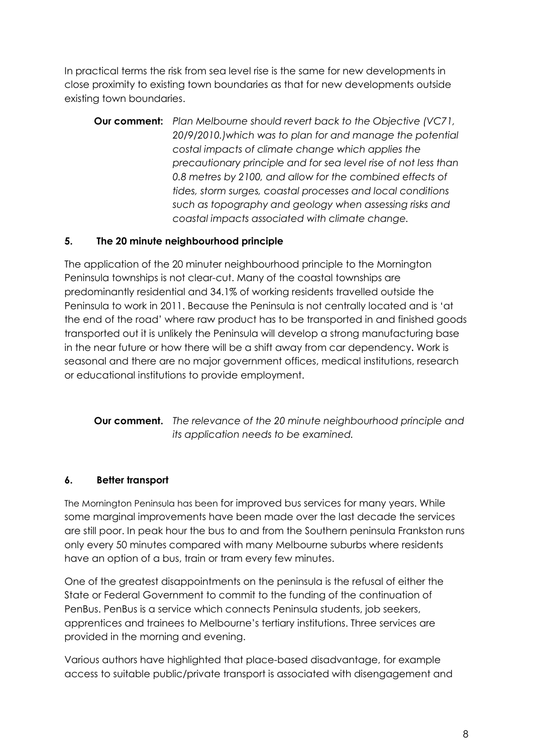In practical terms the risk from sea level rise is the same for new developments in close proximity to existing town boundaries as that for new developments outside existing town boundaries.

> **Our comment:** *Plan Melbourne should revert back to the Objective (VC71, 20/9/2010.)which was to plan for and manage the potential costal impacts of climate change which applies the precautionary principle and for sea level rise of not less than 0.8 metres by 2100, and allow for the combined effects of tides, storm surges, coastal processes and local conditions such as topography and geology when assessing risks and coastal impacts associated with climate change.*

### 5. The 20 minute neighbourhood principle

The application of the 20 minuter neighbourhood principle to the Mornington Peninsula townships is not clear-cut. Many of the coastal townships are predominantly residential and 34.1% of working residents travelled outside the Peninsula to work in 2011. Because the Peninsula is not centrally located and is 'at the end of the road' where raw product has to be transported in and finished goods transported out it is unlikely the Peninsula will develop a strong manufacturing base in the near future or how there will be a shift away from car dependency. Work is seasonal and there are no major government offices, medical institutions, research or educational institutions to provide employment.

> **Our comment.** *The relevance of the 20 minute neighbourhood principle and its application needs to be examined.*

### 6. Better transport

The Mornington Peninsula has been for improved bus services for many years. While some marginal improvements have been made over the last decade the services are still poor. In peak hour the bus to and from the Southern peninsula Frankston runs only every 50 minutes compared with many Melbourne suburbs where residents have an option of a bus, train or tram every few minutes.

One of the greatest disappointments on the peninsula is the refusal of either the State or Federal Government to commit to the funding of the continuation of PenBus. PenBus is a service which connects Peninsula students, job seekers, apprentices and trainees to Melbourne's tertiary institutions. Three services are provided in the morning and evening.

Various authors have highlighted that place-based disadvantage, for example access to suitable public/private transport is associated with disengagement and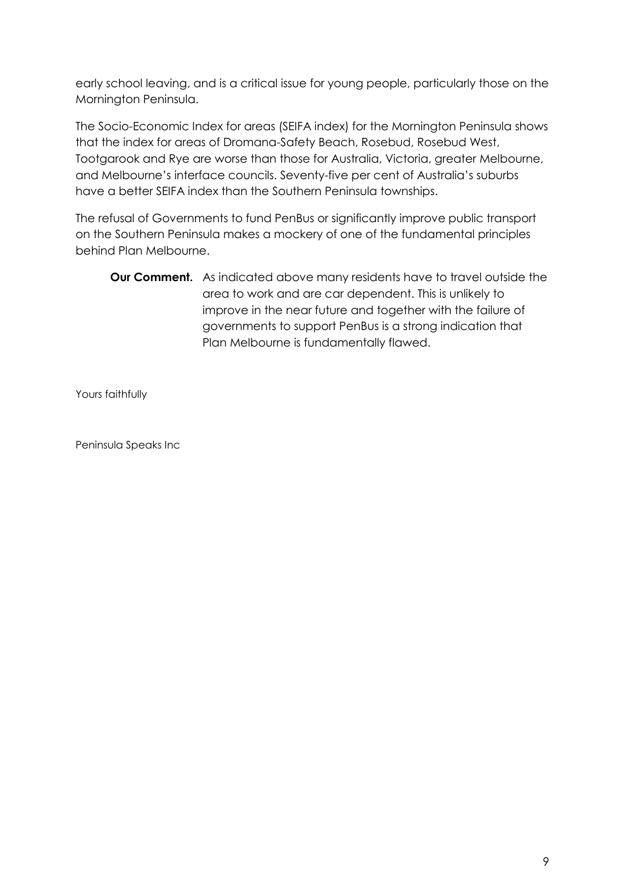early school leaving, and is a critical issue for young people, particularly those on the Mornington Peninsula.

The Socio-Economic Index for areas (SEIFA index) for the Mornington Peninsula shows that the index for areas of Dromana-Safety Beach, Rosebud, Rosebud West, Tootgarook and Rye are worse than those for Australia, Victoria, greater Melbourne, and Melbourne's interface councils. Seventy-five per cent of Australia's suburbs have a better SEIFA index than the Southern Peninsula townships.

The refusal of Governments to fund PenBus or significantly improve public transport on the Southern Peninsula makes a mockery of one of the fundamental principles behind Plan Melbourne.

**Our Comment.** As indicated above many residents have to travel outside the area to work and are car dependent. This is unlikely to improve in the near future and together with the failure of governments to support PenBus is a strong indication that Plan Melbourne is fundamentally flawed.

Yours faithfully

Peninsula Speaks Inc